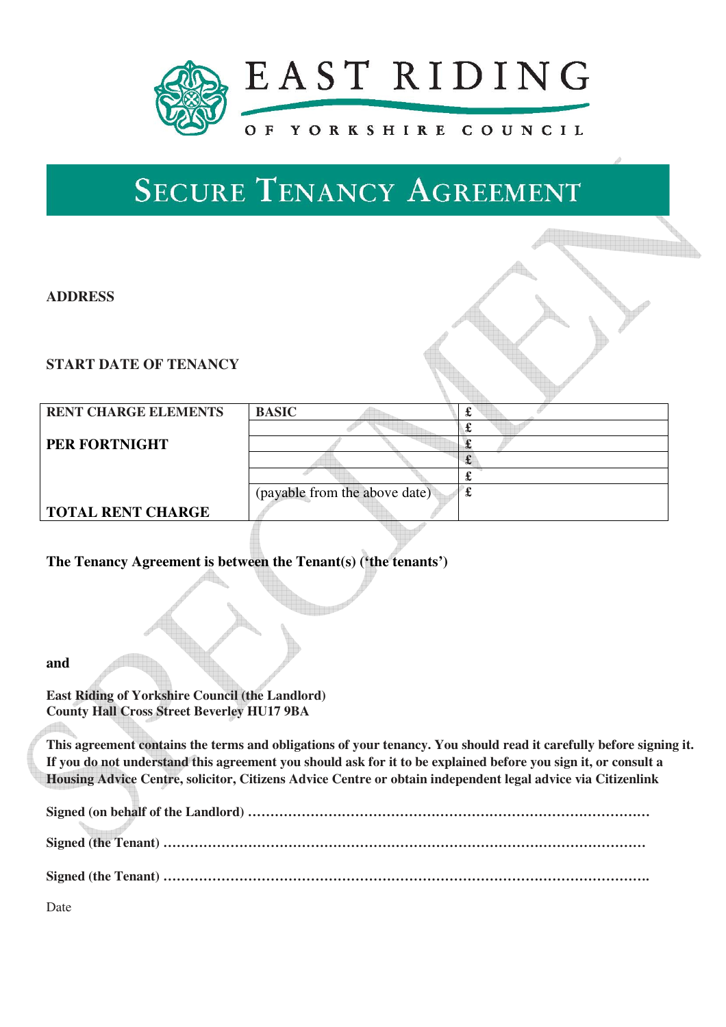EAST RIDING OF YORKSHIRE COUNCIL

# Secure Tenancy Agreement

**ADDRESS**

**START DATE OF TENANCY**

| **RENT CHARGE ELEMENTS** | **BASIC** | **£** |
|---|---|---|
| | | **£** |
| **PER FORTNIGHT** | | **£** |
| | | **£** |
| | | **£** |
| **TOTAL RENT CHARGE** | (payable from the above date) | **£** |

**The Tenancy Agreement is between the Tenant(s) ('the tenants')**

**and**

**East Riding of Yorkshire Council (the Landlord)**
**County Hall Cross Street Beverley HU17 9BA**

**This agreement contains the terms and obligations of your tenancy. You should read it carefully before signing it. If you do not understand this agreement you should ask for it to be explained before you sign it, or consult a Housing Advice Centre, solicitor, Citizens Advice Centre or obtain independent legal advice via Citizenlink**

**Signed (on behalf of the Landlord) ………………………………………………………………………………**

**Signed (the Tenant) ………………………………………………………………………………………………**

**Signed (the Tenant) ……………………………………………………………………………………………….**

Date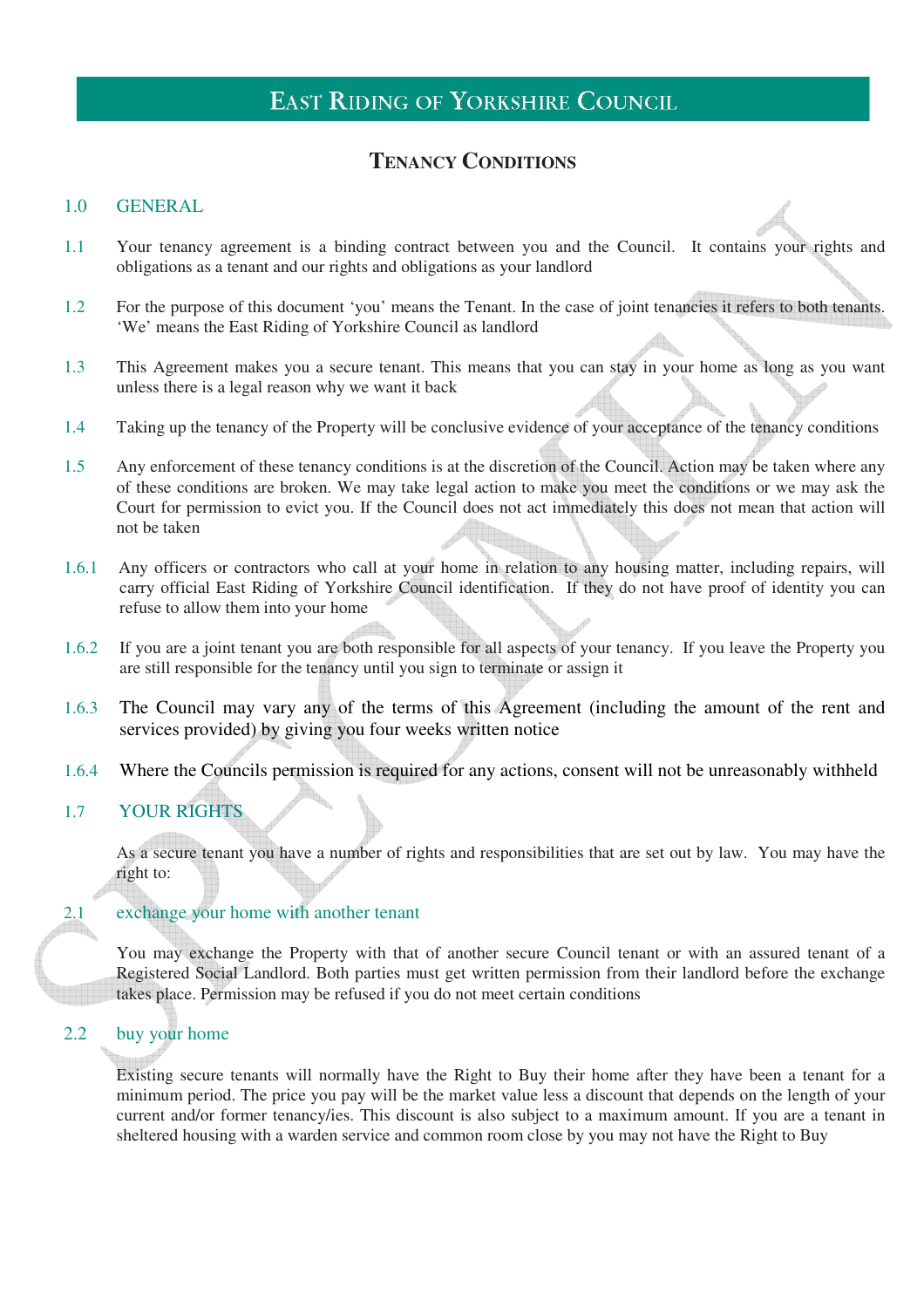# East Riding of Yorkshire Council

## Tenancy Conditions

### 1.0 GENERAL

1.1 Your tenancy agreement is a binding contract between you and the Council. It contains your rights and obligations as a tenant and our rights and obligations as your landlord

1.2 For the purpose of this document 'you' means the Tenant. In the case of joint tenancies it refers to both tenants. 'We' means the East Riding of Yorkshire Council as landlord

1.3 This Agreement makes you a secure tenant. This means that you can stay in your home as long as you want unless there is a legal reason why we want it back

1.4 Taking up the tenancy of the Property will be conclusive evidence of your acceptance of the tenancy conditions

1.5 Any enforcement of these tenancy conditions is at the discretion of the Council. Action may be taken where any of these conditions are broken. We may take legal action to make you meet the conditions or we may ask the Court for permission to evict you. If the Council does not act immediately this does not mean that action will not be taken

1.6.1 Any officers or contractors who call at your home in relation to any housing matter, including repairs, will carry official East Riding of Yorkshire Council identification. If they do not have proof of identity you can refuse to allow them into your home

1.6.2 If you are a joint tenant you are both responsible for all aspects of your tenancy. If you leave the Property you are still responsible for the tenancy until you sign to terminate or assign it

1.6.3 The Council may vary any of the terms of this Agreement (including the amount of the rent and services provided) by giving you four weeks written notice

1.6.4 Where the Councils permission is required for any actions, consent will not be unreasonably withheld

### 1.7 YOUR RIGHTS

As a secure tenant you have a number of rights and responsibilities that are set out by law. You may have the right to:

#### 2.1 exchange your home with another tenant

You may exchange the Property with that of another secure Council tenant or with an assured tenant of a Registered Social Landlord. Both parties must get written permission from their landlord before the exchange takes place. Permission may be refused if you do not meet certain conditions

#### 2.2 buy your home

Existing secure tenants will normally have the Right to Buy their home after they have been a tenant for a minimum period. The price you pay will be the market value less a discount that depends on the length of your current and/or former tenancy/ies. This discount is also subject to a maximum amount. If you are a tenant in sheltered housing with a warden service and common room close by you may not have the Right to Buy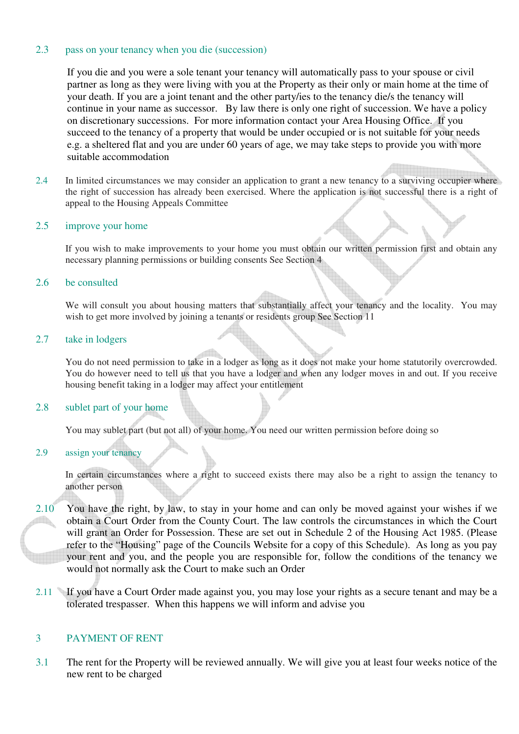2.3 pass on your tenancy when you die (succession)

If you die and you were a sole tenant your tenancy will automatically pass to your spouse or civil partner as long as they were living with you at the Property as their only or main home at the time of your death. If you are a joint tenant and the other party/ies to the tenancy die/s the tenancy will continue in your name as successor. By law there is only one right of succession. We have a policy on discretionary successions. For more information contact your Area Housing Office. If you succeed to the tenancy of a property that would be under occupied or is not suitable for your needs e.g. a sheltered flat and you are under 60 years of age, we may take steps to provide you with more suitable accommodation

2.4 In limited circumstances we may consider an application to grant a new tenancy to a surviving occupier where the right of succession has already been exercised. Where the application is not successful there is a right of appeal to the Housing Appeals Committee

2.5 improve your home

If you wish to make improvements to your home you must obtain our written permission first and obtain any necessary planning permissions or building consents See Section 4

2.6 be consulted

We will consult you about housing matters that substantially affect your tenancy and the locality. You may wish to get more involved by joining a tenants or residents group See Section 11

2.7 take in lodgers

You do not need permission to take in a lodger as long as it does not make your home statutorily overcrowded. You do however need to tell us that you have a lodger and when any lodger moves in and out. If you receive housing benefit taking in a lodger may affect your entitlement

2.8 sublet part of your home

You may sublet part (but not all) of your home. You need our written permission before doing so

2.9 assign your tenancy

In certain circumstances where a right to succeed exists there may also be a right to assign the tenancy to another person

2.10 You have the right, by law, to stay in your home and can only be moved against your wishes if we obtain a Court Order from the County Court. The law controls the circumstances in which the Court will grant an Order for Possession. These are set out in Schedule 2 of the Housing Act 1985. (Please refer to the "Housing" page of the Councils Website for a copy of this Schedule). As long as you pay your rent and you, and the people you are responsible for, follow the conditions of the tenancy we would not normally ask the Court to make such an Order

2.11 If you have a Court Order made against you, you may lose your rights as a secure tenant and may be a tolerated trespasser. When this happens we will inform and advise you

## 3 PAYMENT OF RENT

3.1 The rent for the Property will be reviewed annually. We will give you at least four weeks notice of the new rent to be charged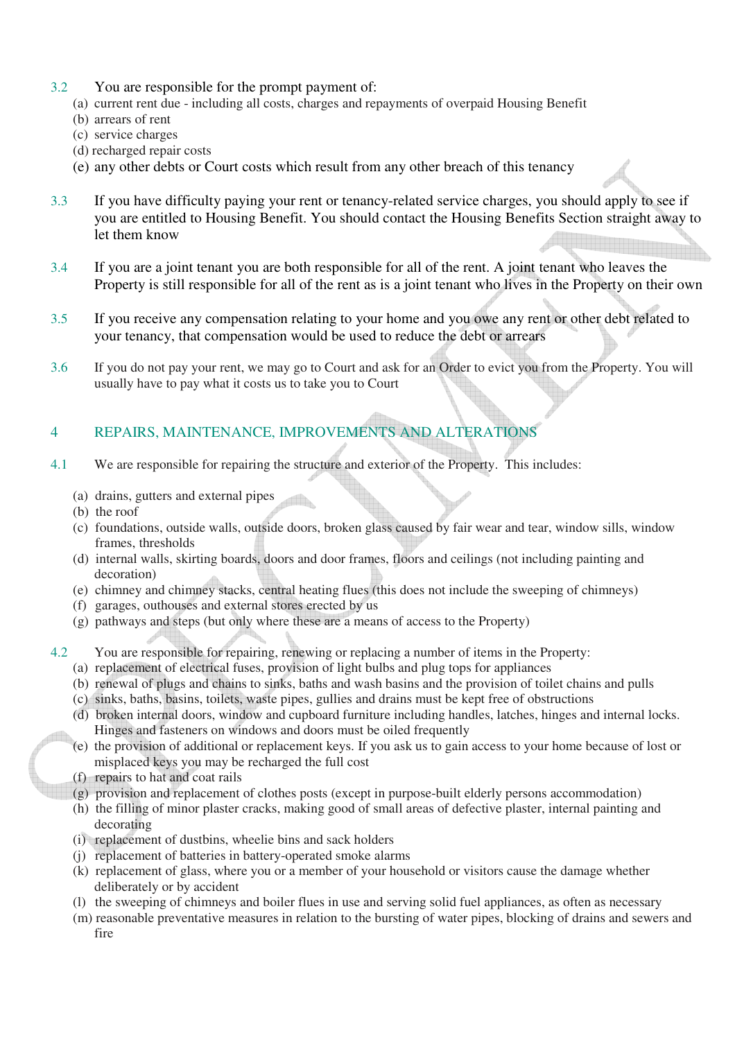3.2 You are responsible for the prompt payment of:

(a) current rent due - including all costs, charges and repayments of overpaid Housing Benefit
(b) arrears of rent
(c) service charges
(d) recharged repair costs
(e) any other debts or Court costs which result from any other breach of this tenancy

3.3 If you have difficulty paying your rent or tenancy-related service charges, you should apply to see if you are entitled to Housing Benefit. You should contact the Housing Benefits Section straight away to let them know

3.4 If you are a joint tenant you are both responsible for all of the rent. A joint tenant who leaves the Property is still responsible for all of the rent as is a joint tenant who lives in the Property on their own

3.5 If you receive any compensation relating to your home and you owe any rent or other debt related to your tenancy, that compensation would be used to reduce the debt or arrears

3.6 If you do not pay your rent, we may go to Court and ask for an Order to evict you from the Property. You will usually have to pay what it costs us to take you to Court

## 4 REPAIRS, MAINTENANCE, IMPROVEMENTS AND ALTERATIONS

4.1 We are responsible for repairing the structure and exterior of the Property. This includes:

(a) drains, gutters and external pipes
(b) the roof
(c) foundations, outside walls, outside doors, broken glass caused by fair wear and tear, window sills, window frames, thresholds
(d) internal walls, skirting boards, doors and door frames, floors and ceilings (not including painting and decoration)
(e) chimney and chimney stacks, central heating flues (this does not include the sweeping of chimneys)
(f) garages, outhouses and external stores erected by us
(g) pathways and steps (but only where these are a means of access to the Property)

4.2 You are responsible for repairing, renewing or replacing a number of items in the Property:

(a) replacement of electrical fuses, provision of light bulbs and plug tops for appliances
(b) renewal of plugs and chains to sinks, baths and wash basins and the provision of toilet chains and pulls
(c) sinks, baths, basins, toilets, waste pipes, gullies and drains must be kept free of obstructions
(d) broken internal doors, window and cupboard furniture including handles, latches, hinges and internal locks. Hinges and fasteners on windows and doors must be oiled frequently
(e) the provision of additional or replacement keys. If you ask us to gain access to your home because of lost or misplaced keys you may be recharged the full cost
(f) repairs to hat and coat rails
(g) provision and replacement of clothes posts (except in purpose-built elderly persons accommodation)
(h) the filling of minor plaster cracks, making good of small areas of defective plaster, internal painting and decorating
(i) replacement of dustbins, wheelie bins and sack holders
(j) replacement of batteries in battery-operated smoke alarms
(k) replacement of glass, where you or a member of your household or visitors cause the damage whether deliberately or by accident
(l) the sweeping of chimneys and boiler flues in use and serving solid fuel appliances, as often as necessary
(m) reasonable preventative measures in relation to the bursting of water pipes, blocking of drains and sewers and fire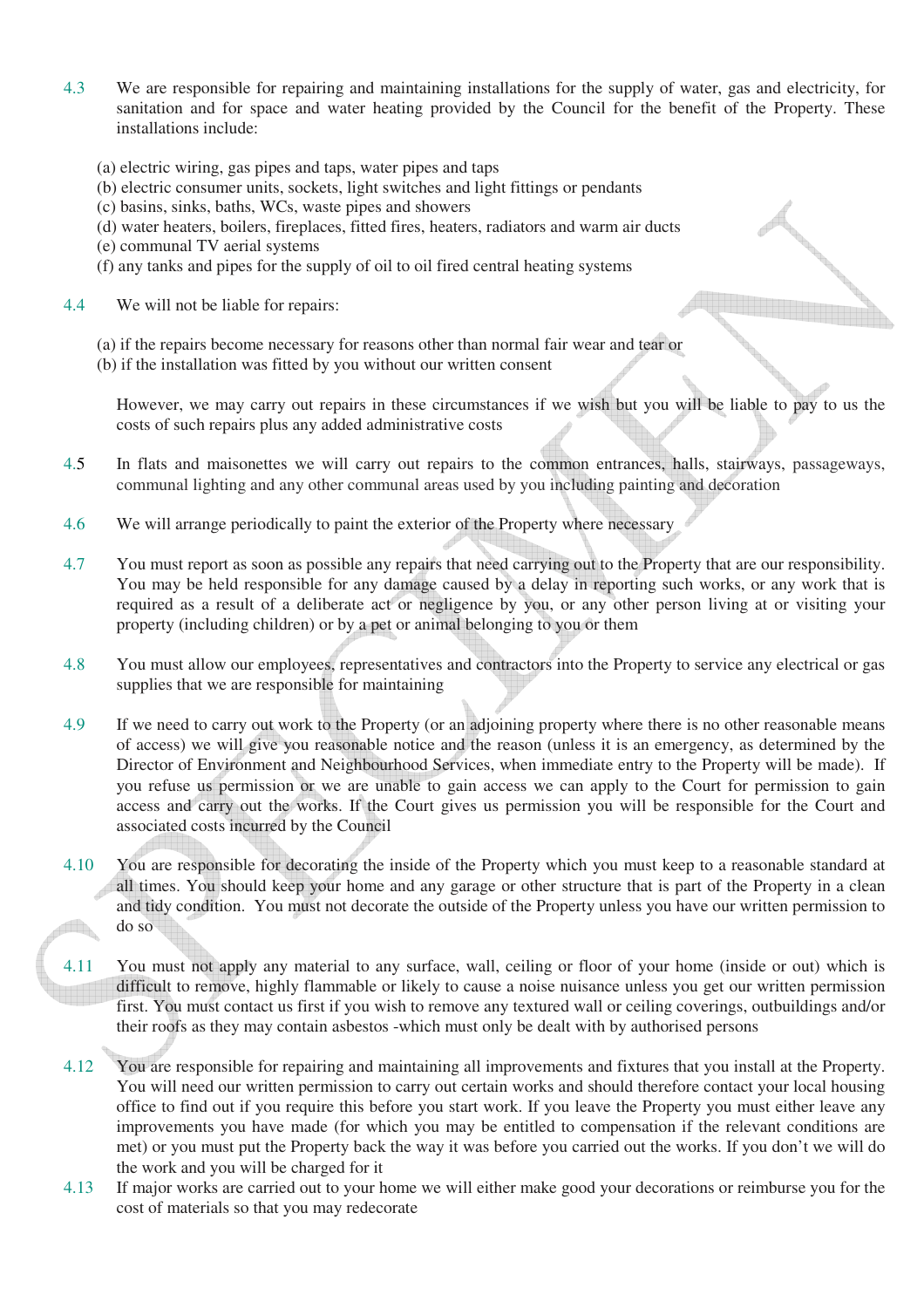4.3 We are responsible for repairing and maintaining installations for the supply of water, gas and electricity, for sanitation and for space and water heating provided by the Council for the benefit of the Property. These installations include:

(a) electric wiring, gas pipes and taps, water pipes and taps
(b) electric consumer units, sockets, light switches and light fittings or pendants
(c) basins, sinks, baths, WCs, waste pipes and showers
(d) water heaters, boilers, fireplaces, fitted fires, heaters, radiators and warm air ducts
(e) communal TV aerial systems
(f) any tanks and pipes for the supply of oil to oil fired central heating systems

4.4 We will not be liable for repairs:

(a) if the repairs become necessary for reasons other than normal fair wear and tear or
(b) if the installation was fitted by you without our written consent

However, we may carry out repairs in these circumstances if we wish but you will be liable to pay to us the costs of such repairs plus any added administrative costs

4.5 In flats and maisonettes we will carry out repairs to the common entrances, halls, stairways, passageways, communal lighting and any other communal areas used by you including painting and decoration

4.6 We will arrange periodically to paint the exterior of the Property where necessary

4.7 You must report as soon as possible any repairs that need carrying out to the Property that are our responsibility. You may be held responsible for any damage caused by a delay in reporting such works, or any work that is required as a result of a deliberate act or negligence by you, or any other person living at or visiting your property (including children) or by a pet or animal belonging to you or them

4.8 You must allow our employees, representatives and contractors into the Property to service any electrical or gas supplies that we are responsible for maintaining

4.9 If we need to carry out work to the Property (or an adjoining property where there is no other reasonable means of access) we will give you reasonable notice and the reason (unless it is an emergency, as determined by the Director of Environment and Neighbourhood Services, when immediate entry to the Property will be made). If you refuse us permission or we are unable to gain access we can apply to the Court for permission to gain access and carry out the works. If the Court gives us permission you will be responsible for the Court and associated costs incurred by the Council

4.10 You are responsible for decorating the inside of the Property which you must keep to a reasonable standard at all times. You should keep your home and any garage or other structure that is part of the Property in a clean and tidy condition. You must not decorate the outside of the Property unless you have our written permission to do so

4.11 You must not apply any material to any surface, wall, ceiling or floor of your home (inside or out) which is difficult to remove, highly flammable or likely to cause a noise nuisance unless you get our written permission first. You must contact us first if you wish to remove any textured wall or ceiling coverings, outbuildings and/or their roofs as they may contain asbestos -which must only be dealt with by authorised persons

4.12 You are responsible for repairing and maintaining all improvements and fixtures that you install at the Property. You will need our written permission to carry out certain works and should therefore contact your local housing office to find out if you require this before you start work. If you leave the Property you must either leave any improvements you have made (for which you may be entitled to compensation if the relevant conditions are met) or you must put the Property back the way it was before you carried out the works. If you don't we will do the work and you will be charged for it

4.13 If major works are carried out to your home we will either make good your decorations or reimburse you for the cost of materials so that you may redecorate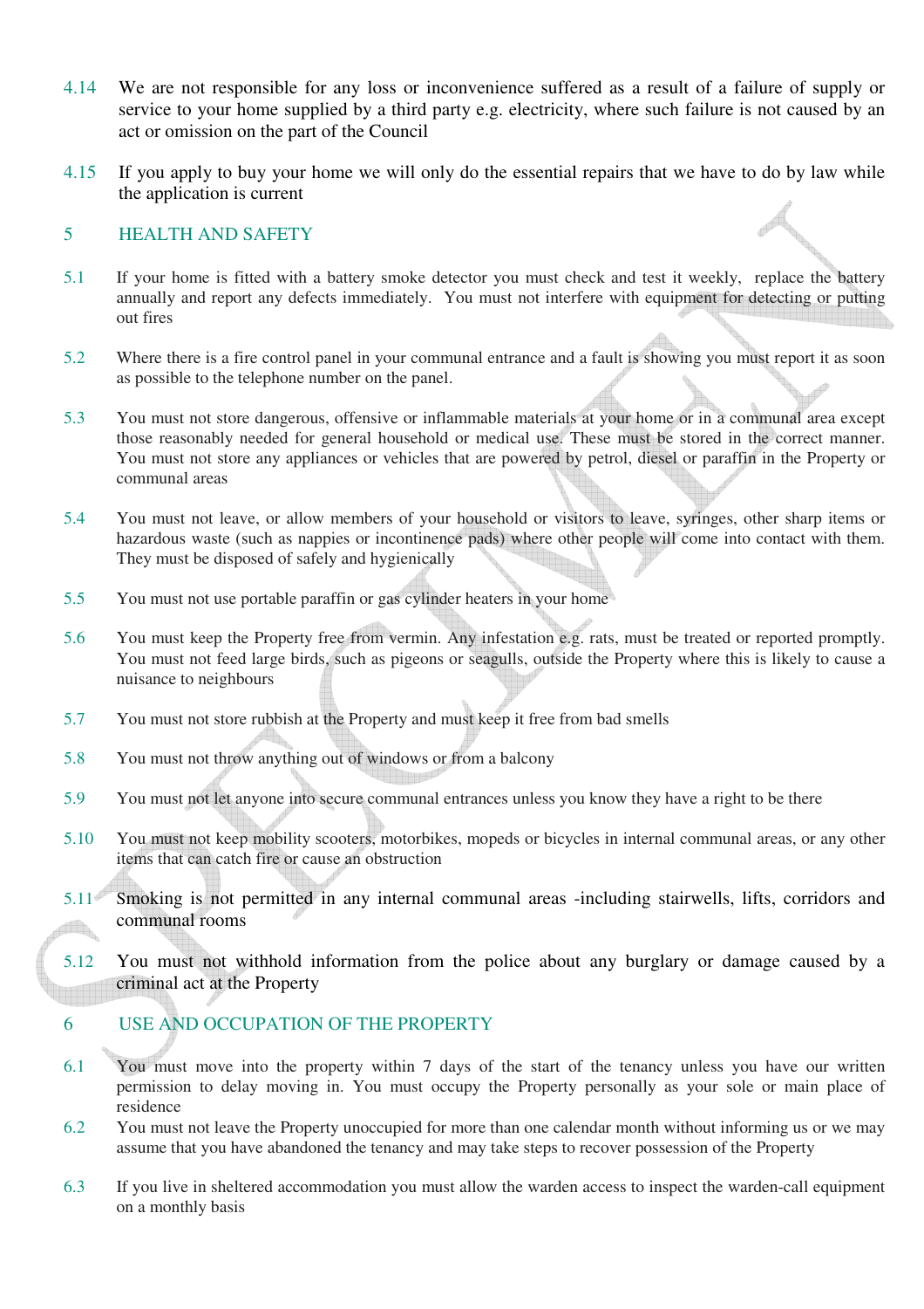4.14 We are not responsible for any loss or inconvenience suffered as a result of a failure of supply or service to your home supplied by a third party e.g. electricity, where such failure is not caused by an act or omission on the part of the Council

4.15 If you apply to buy your home we will only do the essential repairs that we have to do by law while the application is current

## 5 HEALTH AND SAFETY

5.1 If your home is fitted with a battery smoke detector you must check and test it weekly, replace the battery annually and report any defects immediately. You must not interfere with equipment for detecting or putting out fires

5.2 Where there is a fire control panel in your communal entrance and a fault is showing you must report it as soon as possible to the telephone number on the panel.

5.3 You must not store dangerous, offensive or inflammable materials at your home or in a communal area except those reasonably needed for general household or medical use. These must be stored in the correct manner. You must not store any appliances or vehicles that are powered by petrol, diesel or paraffin in the Property or communal areas

5.4 You must not leave, or allow members of your household or visitors to leave, syringes, other sharp items or hazardous waste (such as nappies or incontinence pads) where other people will come into contact with them. They must be disposed of safely and hygienically

5.5 You must not use portable paraffin or gas cylinder heaters in your home

5.6 You must keep the Property free from vermin. Any infestation e.g. rats, must be treated or reported promptly. You must not feed large birds, such as pigeons or seagulls, outside the Property where this is likely to cause a nuisance to neighbours

5.7 You must not store rubbish at the Property and must keep it free from bad smells

5.8 You must not throw anything out of windows or from a balcony

5.9 You must not let anyone into secure communal entrances unless you know they have a right to be there

5.10 You must not keep mobility scooters, motorbikes, mopeds or bicycles in internal communal areas, or any other items that can catch fire or cause an obstruction

5.11 Smoking is not permitted in any internal communal areas -including stairwells, lifts, corridors and communal rooms

5.12 You must not withhold information from the police about any burglary or damage caused by a criminal act at the Property

## 6 USE AND OCCUPATION OF THE PROPERTY

6.1 You must move into the property within 7 days of the start of the tenancy unless you have our written permission to delay moving in. You must occupy the Property personally as your sole or main place of residence

6.2 You must not leave the Property unoccupied for more than one calendar month without informing us or we may assume that you have abandoned the tenancy and may take steps to recover possession of the Property

6.3 If you live in sheltered accommodation you must allow the warden access to inspect the warden-call equipment on a monthly basis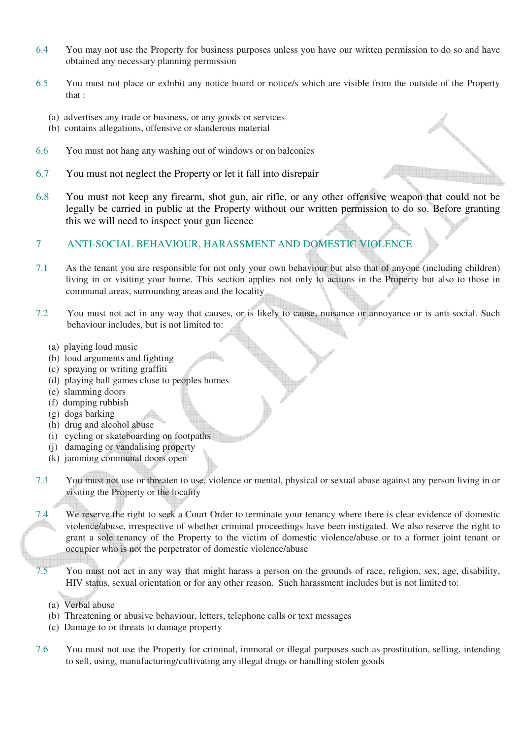6.4 You may not use the Property for business purposes unless you have our written permission to do so and have obtained any necessary planning permission

6.5 You must not place or exhibit any notice board or notice/s which are visible from the outside of the Property that :

(a) advertises any trade or business, or any goods or services
(b) contains allegations, offensive or slanderous material

6.6 You must not hang any washing out of windows or on balconies

6.7 You must not neglect the Property or let it fall into disrepair

6.8 You must not keep any firearm, shot gun, air rifle, or any other offensive weapon that could not be legally be carried in public at the Property without our written permission to do so. Before granting this we will need to inspect your gun licence

## 7 ANTI-SOCIAL BEHAVIOUR, HARASSMENT AND DOMESTIC VIOLENCE

7.1 As the tenant you are responsible for not only your own behaviour but also that of anyone (including children) living in or visiting your home. This section applies not only to actions in the Property but also to those in communal areas, surrounding areas and the locality

7.2 You must not act in any way that causes, or is likely to cause, nuisance or annoyance or is anti-social. Such behaviour includes, but is not limited to:

(a) playing loud music
(b) loud arguments and fighting
(c) spraying or writing graffiti
(d) playing ball games close to peoples homes
(e) slamming doors
(f) dumping rubbish
(g) dogs barking
(h) drug and alcohol abuse
(i) cycling or skateboarding on footpaths
(j) damaging or vandalising property
(k) jamming communal doors open

7.3 You must not use or threaten to use, violence or mental, physical or sexual abuse against any person living in or visiting the Property or the locality

7.4 We reserve the right to seek a Court Order to terminate your tenancy where there is clear evidence of domestic violence/abuse, irrespective of whether criminal proceedings have been instigated. We also reserve the right to grant a sole tenancy of the Property to the victim of domestic violence/abuse or to a former joint tenant or occupier who is not the perpetrator of domestic violence/abuse

7.5 You must not act in any way that might harass a person on the grounds of race, religion, sex, age, disability, HIV status, sexual orientation or for any other reason. Such harassment includes but is not limited to:

(a) Verbal abuse
(b) Threatening or abusive behaviour, letters, telephone calls or text messages
(c) Damage to or threats to damage property

7.6 You must not use the Property for criminal, immoral or illegal purposes such as prostitution, selling, intending to sell, using, manufacturing/cultivating any illegal drugs or handling stolen goods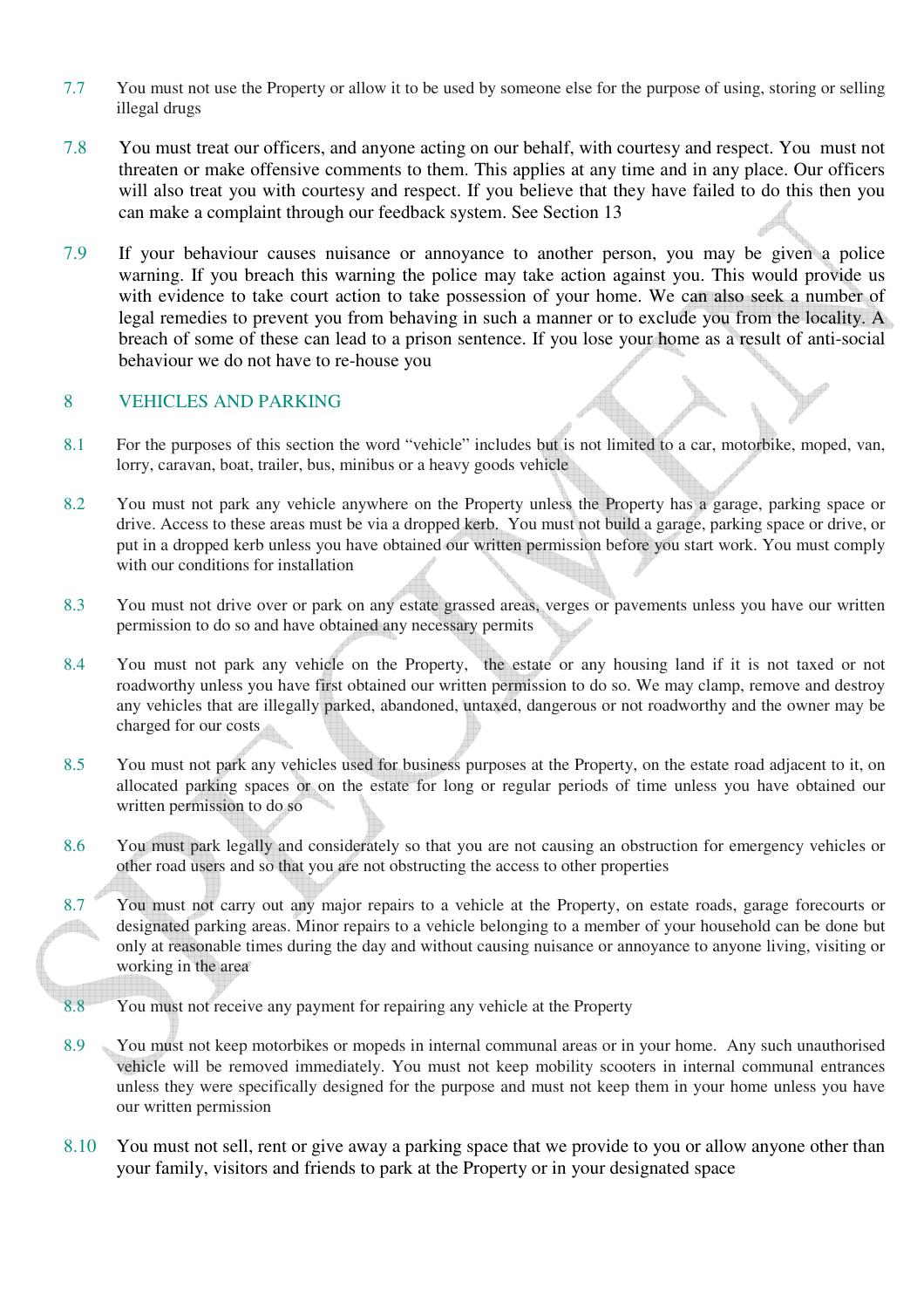7.7 You must not use the Property or allow it to be used by someone else for the purpose of using, storing or selling illegal drugs

7.8 You must treat our officers, and anyone acting on our behalf, with courtesy and respect. You must not threaten or make offensive comments to them. This applies at any time and in any place. Our officers will also treat you with courtesy and respect. If you believe that they have failed to do this then you can make a complaint through our feedback system. See Section 13

7.9 If your behaviour causes nuisance or annoyance to another person, you may be given a police warning. If you breach this warning the police may take action against you. This would provide us with evidence to take court action to take possession of your home. We can also seek a number of legal remedies to prevent you from behaving in such a manner or to exclude you from the locality. A breach of some of these can lead to a prison sentence. If you lose your home as a result of anti-social behaviour we do not have to re-house you

## 8 VEHICLES AND PARKING

8.1 For the purposes of this section the word "vehicle" includes but is not limited to a car, motorbike, moped, van, lorry, caravan, boat, trailer, bus, minibus or a heavy goods vehicle

8.2 You must not park any vehicle anywhere on the Property unless the Property has a garage, parking space or drive. Access to these areas must be via a dropped kerb. You must not build a garage, parking space or drive, or put in a dropped kerb unless you have obtained our written permission before you start work. You must comply with our conditions for installation

8.3 You must not drive over or park on any estate grassed areas, verges or pavements unless you have our written permission to do so and have obtained any necessary permits

8.4 You must not park any vehicle on the Property, the estate or any housing land if it is not taxed or not roadworthy unless you have first obtained our written permission to do so. We may clamp, remove and destroy any vehicles that are illegally parked, abandoned, untaxed, dangerous or not roadworthy and the owner may be charged for our costs

8.5 You must not park any vehicles used for business purposes at the Property, on the estate road adjacent to it, on allocated parking spaces or on the estate for long or regular periods of time unless you have obtained our written permission to do so

8.6 You must park legally and considerately so that you are not causing an obstruction for emergency vehicles or other road users and so that you are not obstructing the access to other properties

8.7 You must not carry out any major repairs to a vehicle at the Property, on estate roads, garage forecourts or designated parking areas. Minor repairs to a vehicle belonging to a member of your household can be done but only at reasonable times during the day and without causing nuisance or annoyance to anyone living, visiting or working in the area

8.8 You must not receive any payment for repairing any vehicle at the Property

8.9 You must not keep motorbikes or mopeds in internal communal areas or in your home. Any such unauthorised vehicle will be removed immediately. You must not keep mobility scooters in internal communal entrances unless they were specifically designed for the purpose and must not keep them in your home unless you have our written permission

8.10 You must not sell, rent or give away a parking space that we provide to you or allow anyone other than your family, visitors and friends to park at the Property or in your designated space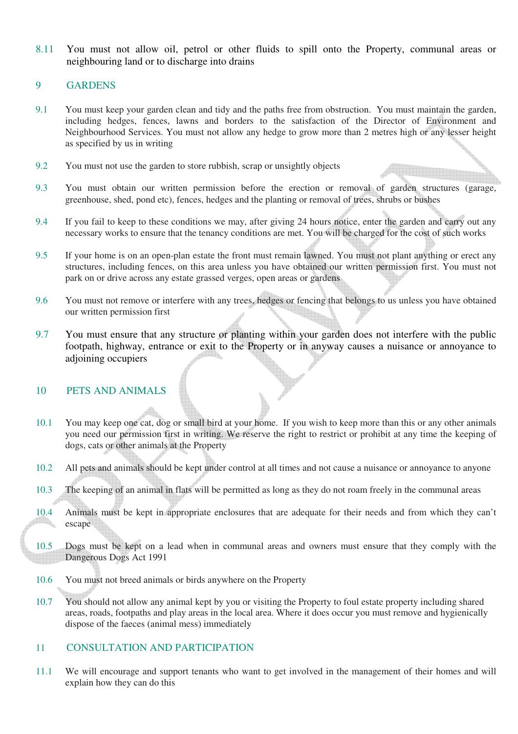8.11 You must not allow oil, petrol or other fluids to spill onto the Property, communal areas or neighbouring land or to discharge into drains

## 9 GARDENS

9.1 You must keep your garden clean and tidy and the paths free from obstruction. You must maintain the garden, including hedges, fences, lawns and borders to the satisfaction of the Director of Environment and Neighbourhood Services. You must not allow any hedge to grow more than 2 metres high or any lesser height as specified by us in writing

9.2 You must not use the garden to store rubbish, scrap or unsightly objects

9.3 You must obtain our written permission before the erection or removal of garden structures (garage, greenhouse, shed, pond etc), fences, hedges and the planting or removal of trees, shrubs or bushes

9.4 If you fail to keep to these conditions we may, after giving 24 hours notice, enter the garden and carry out any necessary works to ensure that the tenancy conditions are met. You will be charged for the cost of such works

9.5 If your home is on an open-plan estate the front must remain lawned. You must not plant anything or erect any structures, including fences, on this area unless you have obtained our written permission first. You must not park on or drive across any estate grassed verges, open areas or gardens

9.6 You must not remove or interfere with any trees, hedges or fencing that belongs to us unless you have obtained our written permission first

9.7 You must ensure that any structure or planting within your garden does not interfere with the public footpath, highway, entrance or exit to the Property or in anyway causes a nuisance or annoyance to adjoining occupiers

## 10 PETS AND ANIMALS

10.1 You may keep one cat, dog or small bird at your home. If you wish to keep more than this or any other animals you need our permission first in writing. We reserve the right to restrict or prohibit at any time the keeping of dogs, cats or other animals at the Property

10.2 All pets and animals should be kept under control at all times and not cause a nuisance or annoyance to anyone

10.3 The keeping of an animal in flats will be permitted as long as they do not roam freely in the communal areas

10.4 Animals must be kept in appropriate enclosures that are adequate for their needs and from which they can't escape

10.5 Dogs must be kept on a lead when in communal areas and owners must ensure that they comply with the Dangerous Dogs Act 1991

10.6 You must not breed animals or birds anywhere on the Property

10.7 You should not allow any animal kept by you or visiting the Property to foul estate property including shared areas, roads, footpaths and play areas in the local area. Where it does occur you must remove and hygienically dispose of the faeces (animal mess) immediately

## 11 CONSULTATION AND PARTICIPATION

11.1 We will encourage and support tenants who want to get involved in the management of their homes and will explain how they can do this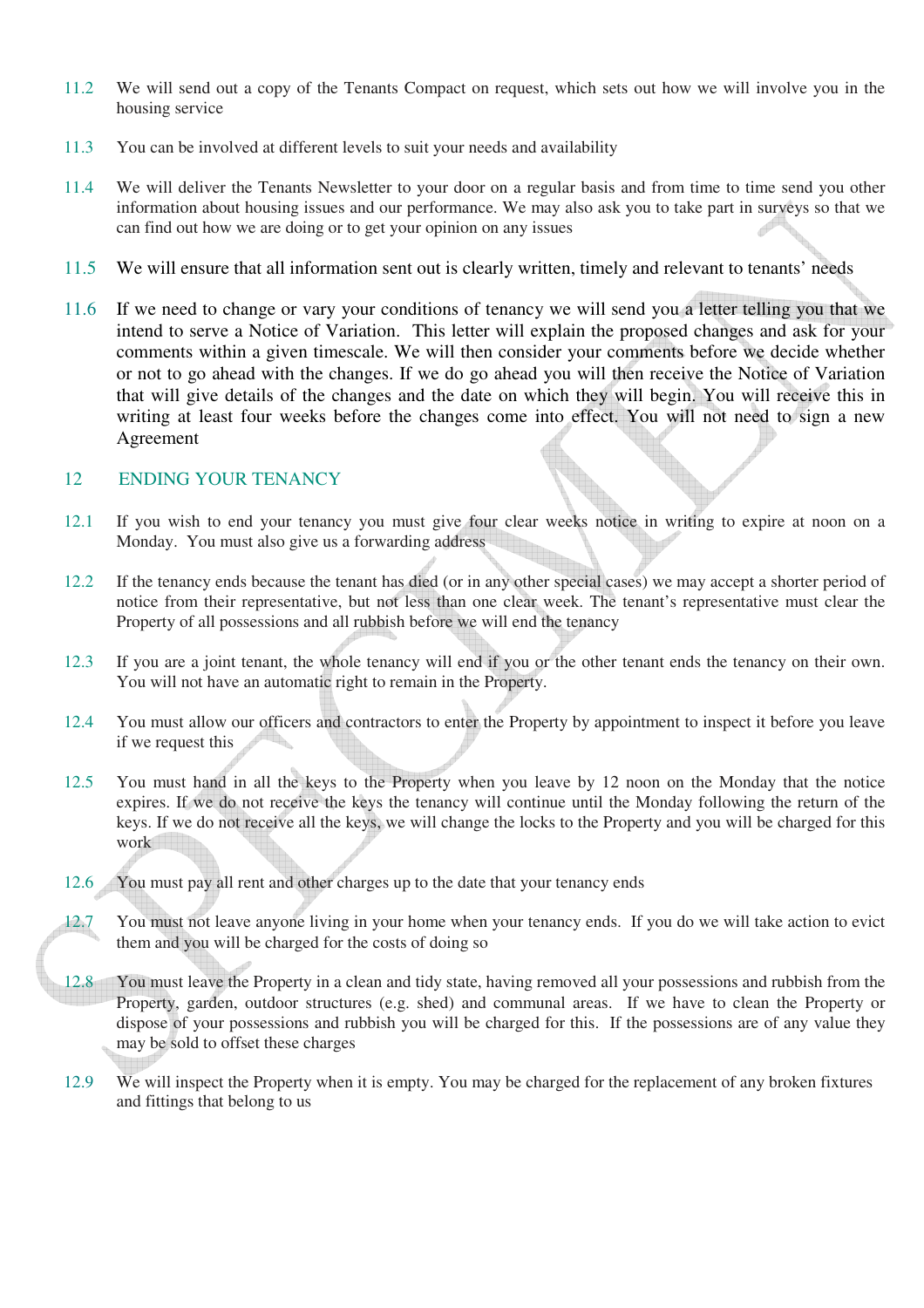11.2 We will send out a copy of the Tenants Compact on request, which sets out how we will involve you in the housing service

11.3 You can be involved at different levels to suit your needs and availability

11.4 We will deliver the Tenants Newsletter to your door on a regular basis and from time to time send you other information about housing issues and our performance. We may also ask you to take part in surveys so that we can find out how we are doing or to get your opinion on any issues

11.5 We will ensure that all information sent out is clearly written, timely and relevant to tenants' needs

11.6 If we need to change or vary your conditions of tenancy we will send you a letter telling you that we intend to serve a Notice of Variation. This letter will explain the proposed changes and ask for your comments within a given timescale. We will then consider your comments before we decide whether or not to go ahead with the changes. If we do go ahead you will then receive the Notice of Variation that will give details of the changes and the date on which they will begin. You will receive this in writing at least four weeks before the changes come into effect. You will not need to sign a new Agreement

## 12 ENDING YOUR TENANCY

12.1 If you wish to end your tenancy you must give four clear weeks notice in writing to expire at noon on a Monday. You must also give us a forwarding address

12.2 If the tenancy ends because the tenant has died (or in any other special cases) we may accept a shorter period of notice from their representative, but not less than one clear week. The tenant's representative must clear the Property of all possessions and all rubbish before we will end the tenancy

12.3 If you are a joint tenant, the whole tenancy will end if you or the other tenant ends the tenancy on their own. You will not have an automatic right to remain in the Property.

12.4 You must allow our officers and contractors to enter the Property by appointment to inspect it before you leave if we request this

12.5 You must hand in all the keys to the Property when you leave by 12 noon on the Monday that the notice expires. If we do not receive the keys the tenancy will continue until the Monday following the return of the keys. If we do not receive all the keys, we will change the locks to the Property and you will be charged for this work

12.6 You must pay all rent and other charges up to the date that your tenancy ends

12.7 You must not leave anyone living in your home when your tenancy ends. If you do we will take action to evict them and you will be charged for the costs of doing so

12.8 You must leave the Property in a clean and tidy state, having removed all your possessions and rubbish from the Property, garden, outdoor structures (e.g. shed) and communal areas. If we have to clean the Property or dispose of your possessions and rubbish you will be charged for this. If the possessions are of any value they may be sold to offset these charges

12.9 We will inspect the Property when it is empty. You may be charged for the replacement of any broken fixtures and fittings that belong to us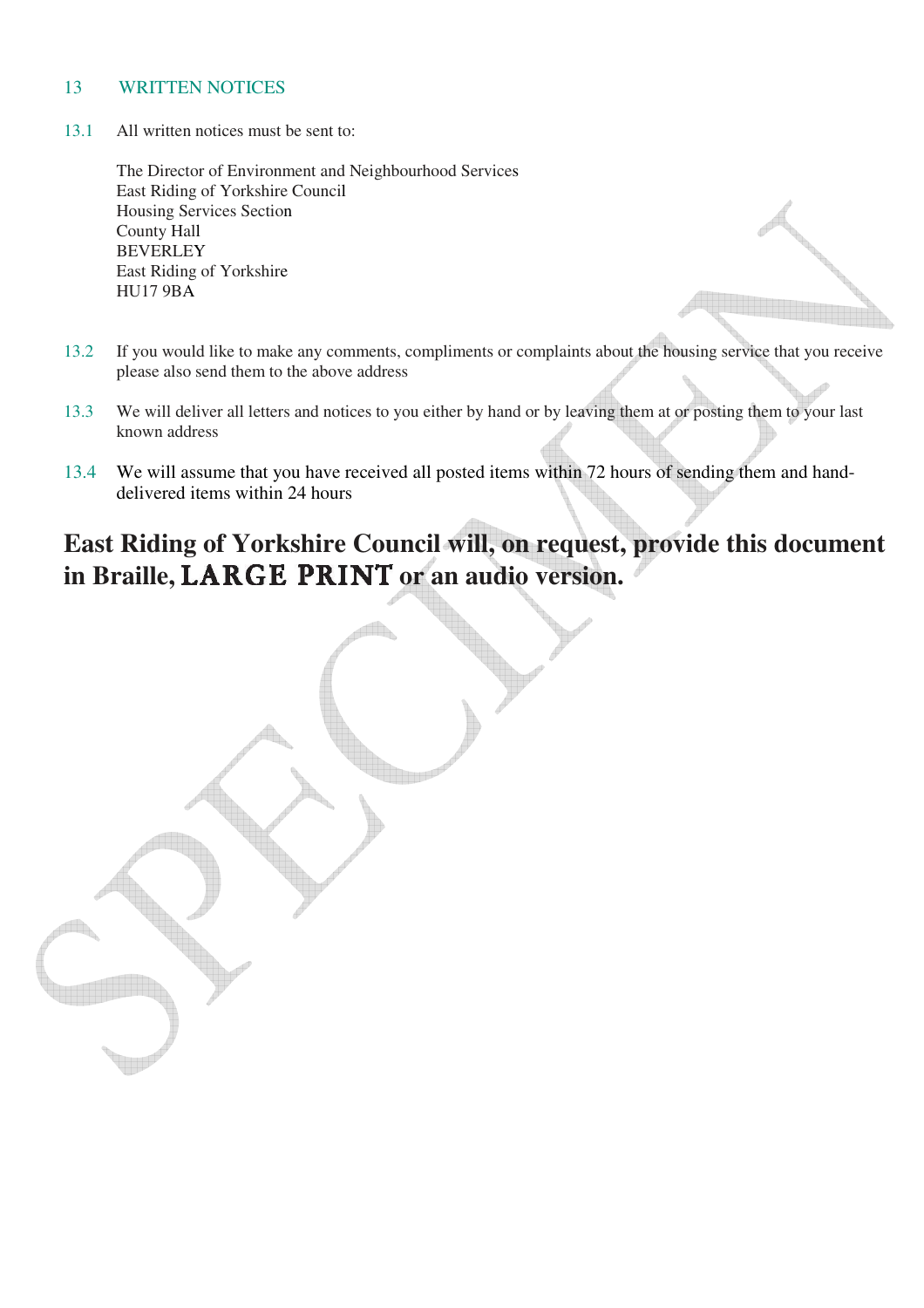## 13 WRITTEN NOTICES

13.1 All written notices must be sent to:

The Director of Environment and Neighbourhood Services
East Riding of Yorkshire Council
Housing Services Section
County Hall
BEVERLEY
East Riding of Yorkshire
HU17 9BA

13.2 If you would like to make any comments, compliments or complaints about the housing service that you receive please also send them to the above address

13.3 We will deliver all letters and notices to you either by hand or by leaving them at or posting them to your last known address

13.4 We will assume that you have received all posted items within 72 hours of sending them and hand-delivered items within 24 hours

**East Riding of Yorkshire Council will, on request, provide this document in Braille, LARGE PRINT or an audio version.**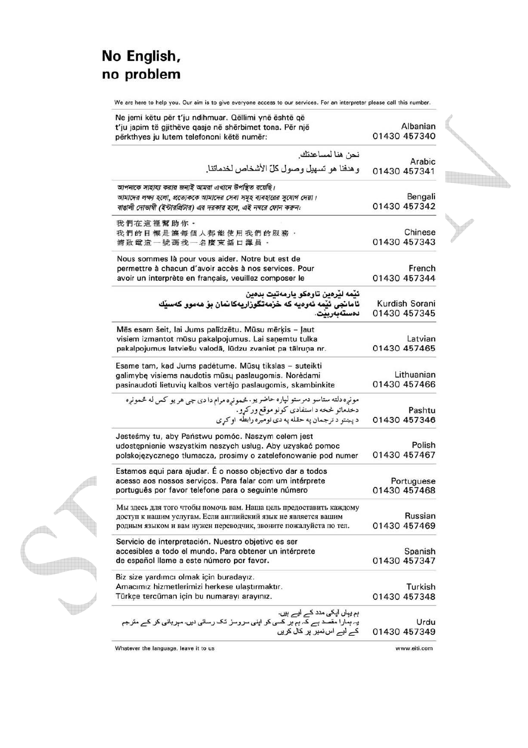# No English, no problem

We are here to help you. Our aim is to give everyone access to our services. For an interpreter please call this number.

| | |
|---|---|
| Ne jemi këtu për t'ju ndihmuar. Qëllimi ynë është që t'ju japim të gjithëve qasje në shërbimet tona. Për një përkthyes ju lutem telefononi këtë numër: | Albanian 01430 457340 |
| نحن هنا لمساعدتك. وهدفنا هو تسهيل وصول كلّ الأشخاص لخدماتنا. | Arabic 01430 457341 |
| আপনাকে সাহায্য করার জন্যই আমরা এখানে উপস্থিত রয়েছি। আমাদের লক্ষ্য হলো, প্রত্যেককে আমাদের সেবা সমূহ ব্যবহারের সুযোগ দেয়া। বাঙালী দোভাষী (ইন্টারপ্রিটার) এর দরকার হলে, এই নম্বরে ফোন করুন: | Bengali 01430 457342 |
| 我們在這裡幫助你。我們的目標是讓每個人都能使用我們的服務。請致電這一號碼找一名廣東話口譯員。 | Chinese 01430 457343 |
| Nous sommes là pour vous aider. Notre but est de permettre à chacun d'avoir accès à nos services. Pour avoir un interprète en français, veuillez composer le | French 01430 457344 |
| ئێمە لێرەین تاوەکو یارمەتیت بدەین ئامانجی ئێمە ئەوەیە کە خزمەتگوزاریەکانمان بۆ هەموو کەسێک دەستەبەربێت. | Kurdish Sorani 01430 457345 |
| Mēs esam šeit, lai Jums palīdzētu. Mūsu mērķis – ļaut visiem izmantot mūsu pakalpojumus. Lai saņemtu tulka pakalpojumus latviešu valodā, lūdzu zvaniet pa tālruņa nr. | Latvian 01430 457465 |
| Esame tam, kad Jums padėtume. Mūsų tikslas – suteikti galimybę visiems naudotis mūsų paslaugomis. Norėdami pasinaudoti lietuvių kalbos vertėjo paslaugomis, skambinkite | Lithuanian 01430 457466 |
| موږ دلته ستاسو د مرستو لپاره حاضر يو. زموږ مرام دا دی چې هر يو کس له زموږ د خدماتو څخه د استفادی کونو موقع ورکړو. د پښتو د ترجمان په حقله په دی نومبره رابطه او کړی | Pashtu 01430 457346 |
| Jesteśmy tu, aby Państwu pomóc. Naszym celem jest udostępnienie wszystkim naszych usług. Aby uzyskać pomoc polskojęzycznego tłumacza, prosimy o zatelefonowanie pod numer | Polish 01430 457467 |
| Estamos aqui para ajudar. É o nosso objectivo dar a todos acesso aos nossos serviços. Para falar com um intérprete português por favor telefone para o seguinte número | Portuguese 01430 457468 |
| Мы здесь для того чтобы помочь вам. Наша цель предоставить каждому доступ к нашим услугам. Если английский язык не является вашим родным языком и вам нужен переводчик, звоните пожалуйста по тел. | Russian 01430 457469 |
| Servicio de interpretación. Nuestro objetivo es ser accesibles a todo el mundo. Para obtener un intérprete de español llame a este número por favor. | Spanish 01430 457347 |
| Biz size yardımcı olmak için buradayız. Amacımız hizmetlerimizi herkese ulaştırmaktır. Türkçe tercüman için bu numarayı arayınız. | Turkish 01430 457348 |
| ہم یہاں آپکی مدد کے لیے ہیں۔ یہ ہمارا مقصد ہے کہ ہم ہر کسی کو اپنی سروسز تک رسائی دیں۔ مہربانی کر کے مترجم کے لیے اس نمبر پر کال کریں | Urdu 01430 457349 |

Whatever the language, leave it to us

www.eiti.com